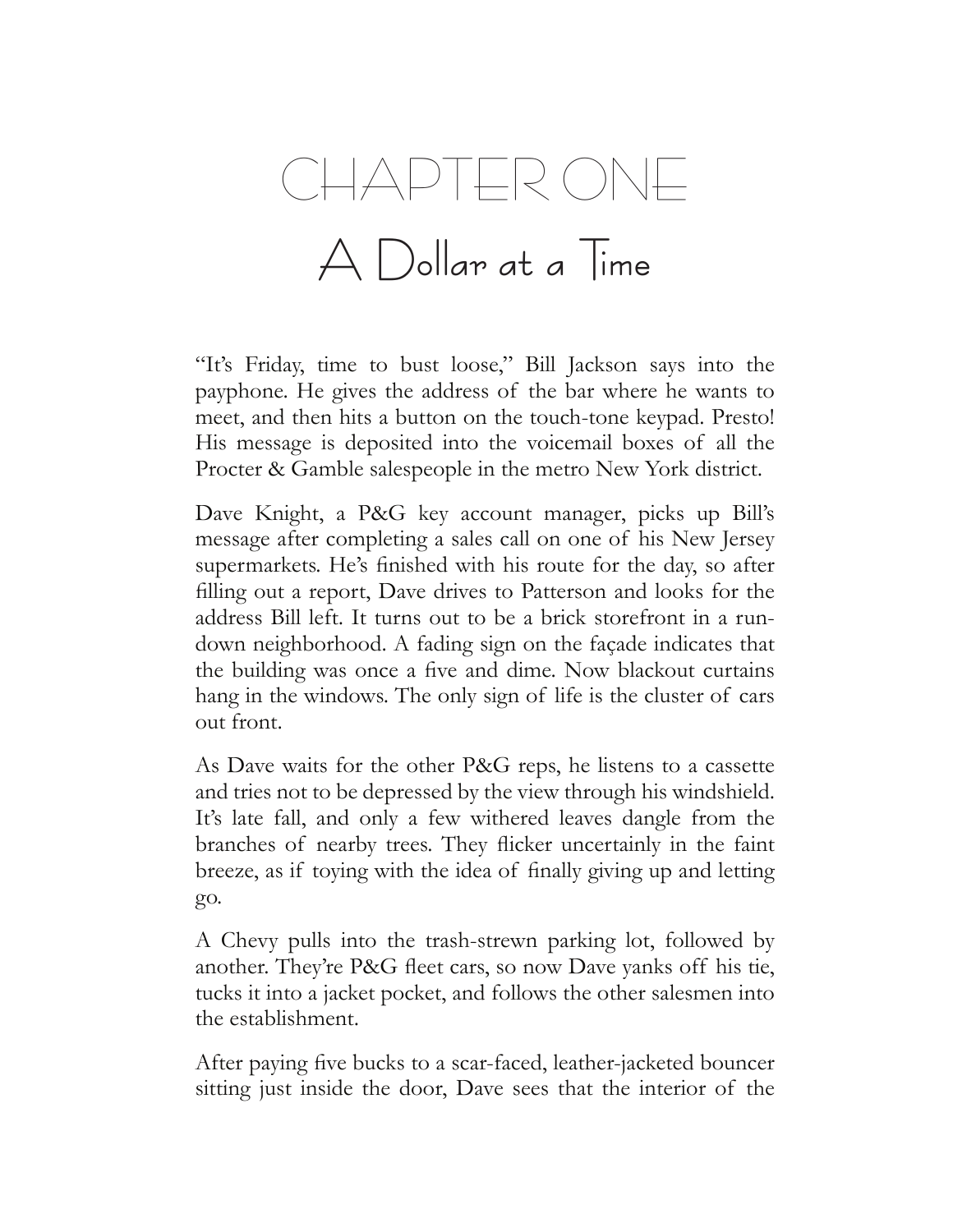# CHAPTER ONE

## A Dollar at a Time

"It's Friday, time to bust loose," Bill Jackson says into the payphone. He gives the address of the bar where he wants to meet, and then hits a button on the touch-tone keypad. Presto! His message is deposited into the voicemail boxes of all the Procter & Gamble salespeople in the metro New York district.

Dave Knight, a P&G key account manager, picks up Bill's message after completing a sales call on one of his New Jersey supermarkets. He's finished with his route for the day, so after filling out a report, Dave drives to Patterson and looks for the address Bill left. It turns out to be a brick storefront in a run-down neighborhood. A fading sign on the façade indicates that the building was once a five and dime. Now blackout curtains hang in the windows. The only sign of life is the cluster of cars out front.

As Dave waits for the other P&G reps, he listens to a cassette and tries not to be depressed by the view through his windshield. It's late fall, and only a few withered leaves dangle from the branches of nearby trees. They flicker uncertainly in the faint breeze, as if toying with the idea of finally giving up and letting go.

A Chevy pulls into the trash-strewn parking lot, followed by another. They're P&G fleet cars, so now Dave yanks off his tie, tucks it into a jacket pocket, and follows the other salesmen into the establishment.

After paying five bucks to a scar-faced, leather-jacketed bouncer sitting just inside the door, Dave sees that the interior of the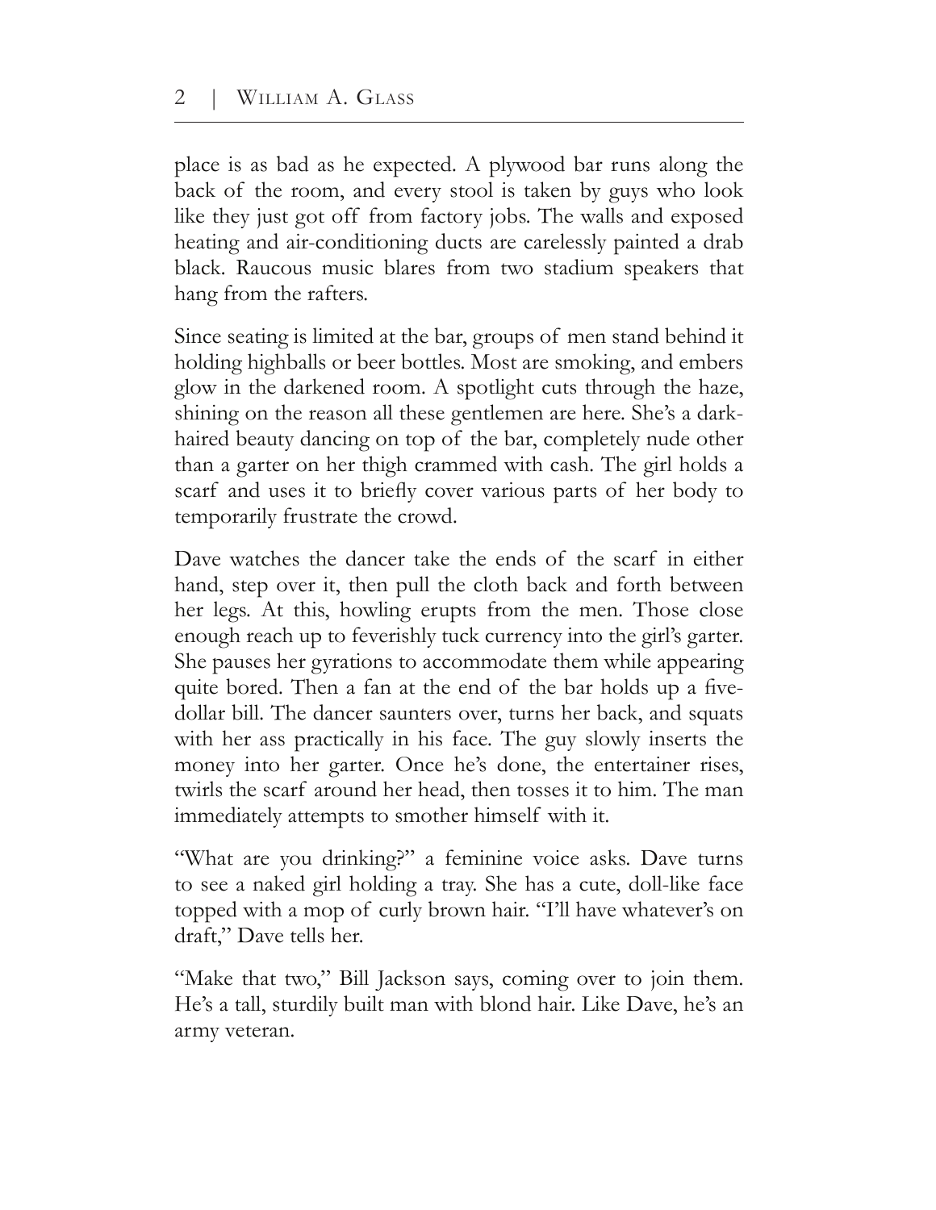place is as bad as he expected. A plywood bar runs along the back of the room, and every stool is taken by guys who look like they just got off from factory jobs. The walls and exposed heating and air-conditioning ducts are carelessly painted a drab black. Raucous music blares from two stadium speakers that hang from the rafters.

Since seating is limited at the bar, groups of men stand behind it holding highballs or beer bottles. Most are smoking, and embers glow in the darkened room. A spotlight cuts through the haze, shining on the reason all these gentlemen are here. She's a dark-haired beauty dancing on top of the bar, completely nude other than a garter on her thigh crammed with cash. The girl holds a scarf and uses it to briefly cover various parts of her body to temporarily frustrate the crowd.

Dave watches the dancer take the ends of the scarf in either hand, step over it, then pull the cloth back and forth between her legs. At this, howling erupts from the men. Those close enough reach up to feverishly tuck currency into the girl's garter. She pauses her gyrations to accommodate them while appearing quite bored. Then a fan at the end of the bar holds up a five-dollar bill. The dancer saunters over, turns her back, and squats with her ass practically in his face. The guy slowly inserts the money into her garter. Once he's done, the entertainer rises, twirls the scarf around her head, then tosses it to him. The man immediately attempts to smother himself with it.

"What are you drinking?" a feminine voice asks. Dave turns to see a naked girl holding a tray. She has a cute, doll-like face topped with a mop of curly brown hair. "I'll have whatever's on draft," Dave tells her.

"Make that two," Bill Jackson says, coming over to join them. He's a tall, sturdily built man with blond hair. Like Dave, he's an army veteran.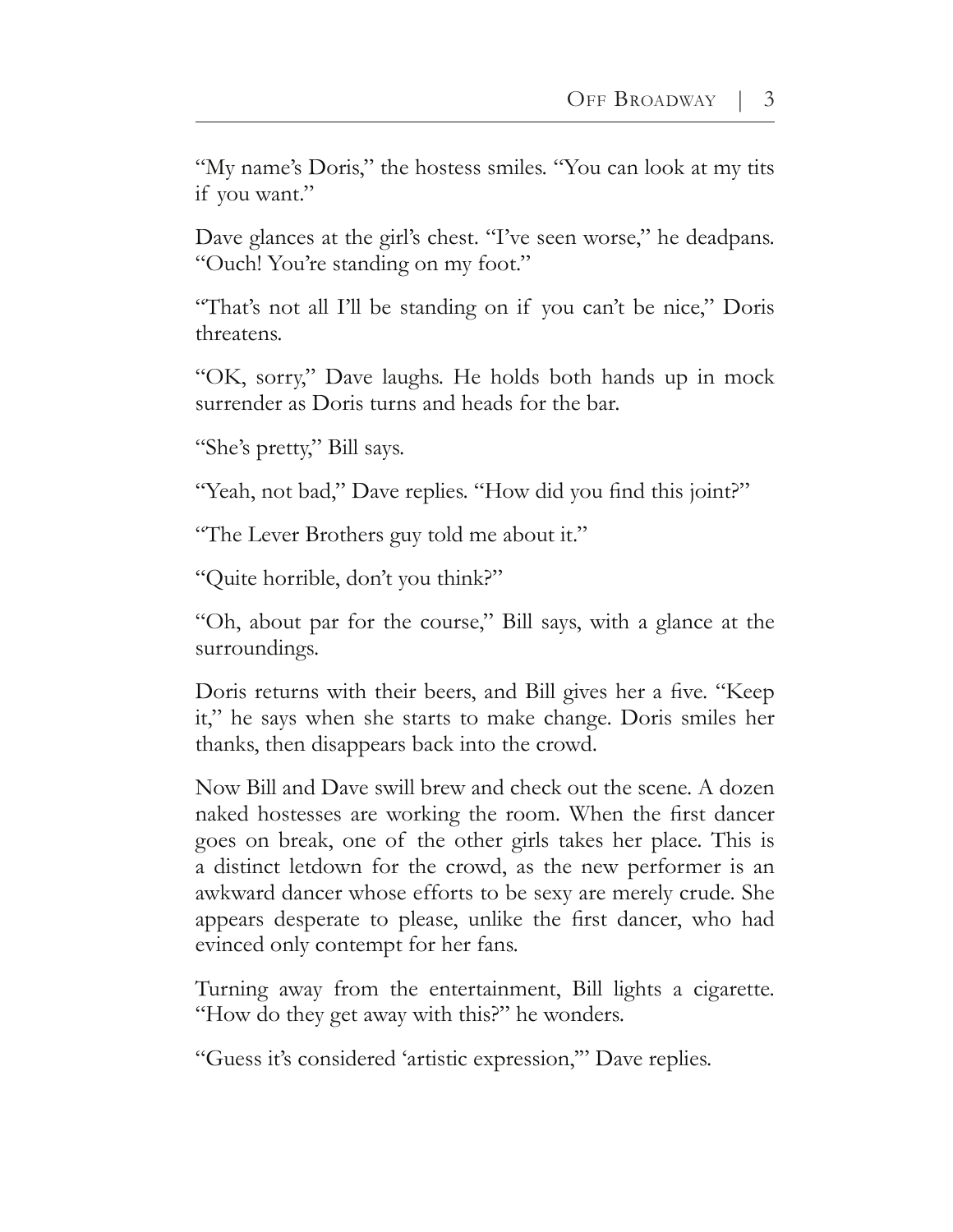"My name's Doris," the hostess smiles. "You can look at my tits if you want."

Dave glances at the girl's chest. "I've seen worse," he deadpans. "Ouch! You're standing on my foot."

"That's not all I'll be standing on if you can't be nice," Doris threatens.

"OK, sorry," Dave laughs. He holds both hands up in mock surrender as Doris turns and heads for the bar.

"She's pretty," Bill says.

"Yeah, not bad," Dave replies. "How did you find this joint?"

"The Lever Brothers guy told me about it."

"Quite horrible, don't you think?"

"Oh, about par for the course," Bill says, with a glance at the surroundings.

Doris returns with their beers, and Bill gives her a five. "Keep it," he says when she starts to make change. Doris smiles her thanks, then disappears back into the crowd.

Now Bill and Dave swill brew and check out the scene. A dozen naked hostesses are working the room. When the first dancer goes on break, one of the other girls takes her place. This is a distinct letdown for the crowd, as the new performer is an awkward dancer whose efforts to be sexy are merely crude. She appears desperate to please, unlike the first dancer, who had evinced only contempt for her fans.

Turning away from the entertainment, Bill lights a cigarette. "How do they get away with this?" he wonders.

"Guess it's considered 'artistic expression,'" Dave replies.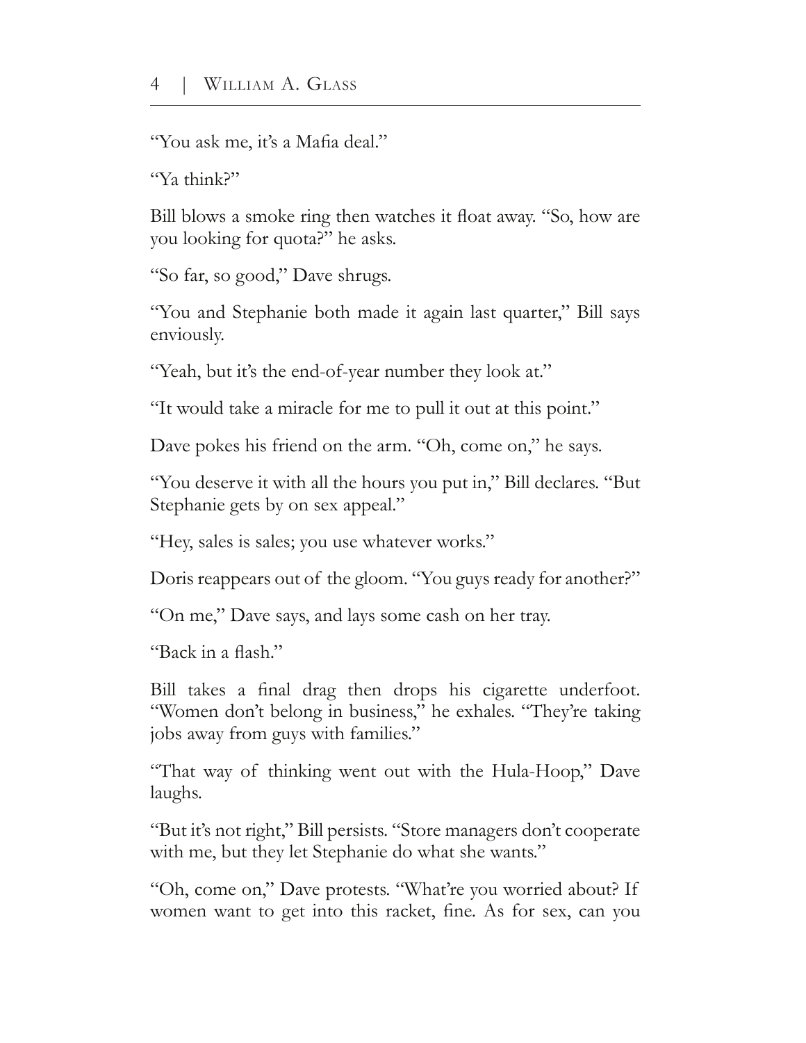"You ask me, it's a Mafia deal."

"Ya think?"

Bill blows a smoke ring then watches it float away. "So, how are you looking for quota?" he asks.

"So far, so good," Dave shrugs.

"You and Stephanie both made it again last quarter," Bill says enviously.

"Yeah, but it's the end-of-year number they look at."

"It would take a miracle for me to pull it out at this point."

Dave pokes his friend on the arm. "Oh, come on," he says.

"You deserve it with all the hours you put in," Bill declares. "But Stephanie gets by on sex appeal."

"Hey, sales is sales; you use whatever works."

Doris reappears out of the gloom. "You guys ready for another?"

"On me," Dave says, and lays some cash on her tray.

"Back in a flash."

Bill takes a final drag then drops his cigarette underfoot. "Women don't belong in business," he exhales. "They're taking jobs away from guys with families."

"That way of thinking went out with the Hula-Hoop," Dave laughs.

"But it's not right," Bill persists. "Store managers don't cooperate with me, but they let Stephanie do what she wants."

"Oh, come on," Dave protests. "What're you worried about? If women want to get into this racket, fine. As for sex, can you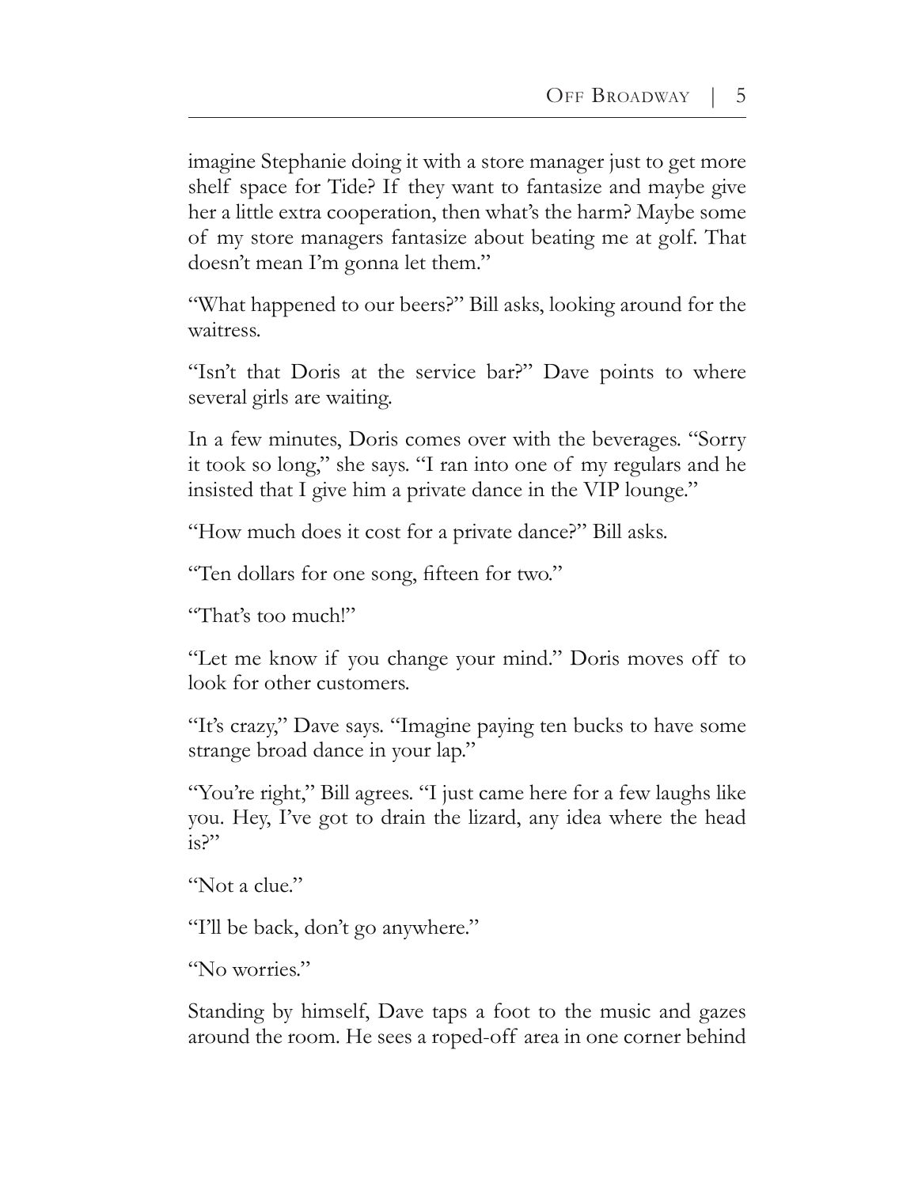imagine Stephanie doing it with a store manager just to get more shelf space for Tide? If they want to fantasize and maybe give her a little extra cooperation, then what's the harm? Maybe some of my store managers fantasize about beating me at golf. That doesn't mean I'm gonna let them."

"What happened to our beers?" Bill asks, looking around for the waitress.

"Isn't that Doris at the service bar?" Dave points to where several girls are waiting.

In a few minutes, Doris comes over with the beverages. "Sorry it took so long," she says. "I ran into one of my regulars and he insisted that I give him a private dance in the VIP lounge."

"How much does it cost for a private dance?" Bill asks.

"Ten dollars for one song, fifteen for two."

"That's too much!"

"Let me know if you change your mind." Doris moves off to look for other customers.

"It's crazy," Dave says. "Imagine paying ten bucks to have some strange broad dance in your lap."

"You're right," Bill agrees. "I just came here for a few laughs like you. Hey, I've got to drain the lizard, any idea where the head is?"

"Not a clue."

"I'll be back, don't go anywhere."

"No worries."

Standing by himself, Dave taps a foot to the music and gazes around the room. He sees a roped-off area in one corner behind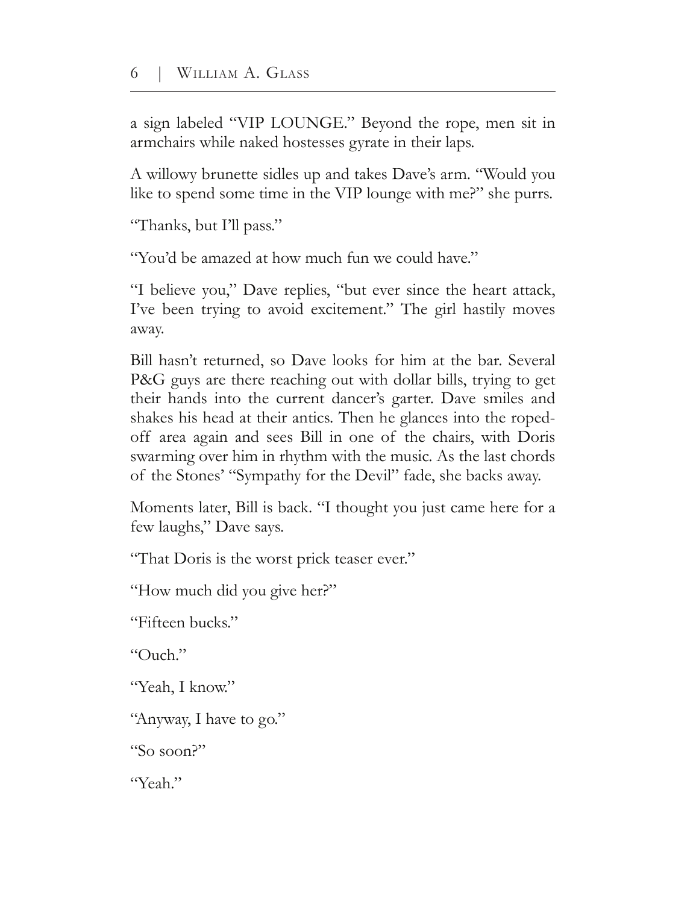a sign labeled "VIP LOUNGE." Beyond the rope, men sit in armchairs while naked hostesses gyrate in their laps.

A willowy brunette sidles up and takes Dave's arm. "Would you like to spend some time in the VIP lounge with me?" she purrs.

"Thanks, but I'll pass."

"You'd be amazed at how much fun we could have."

"I believe you," Dave replies, "but ever since the heart attack, I've been trying to avoid excitement." The girl hastily moves away.

Bill hasn't returned, so Dave looks for him at the bar. Several P&G guys are there reaching out with dollar bills, trying to get their hands into the current dancer's garter. Dave smiles and shakes his head at their antics. Then he glances into the roped-off area again and sees Bill in one of the chairs, with Doris swarming over him in rhythm with the music. As the last chords of the Stones' "Sympathy for the Devil" fade, she backs away.

Moments later, Bill is back. "I thought you just came here for a few laughs," Dave says.

"That Doris is the worst prick teaser ever."

"How much did you give her?"

"Fifteen bucks."

"Ouch."

"Yeah, I know."

"Anyway, I have to go."

"So soon?"

"Yeah."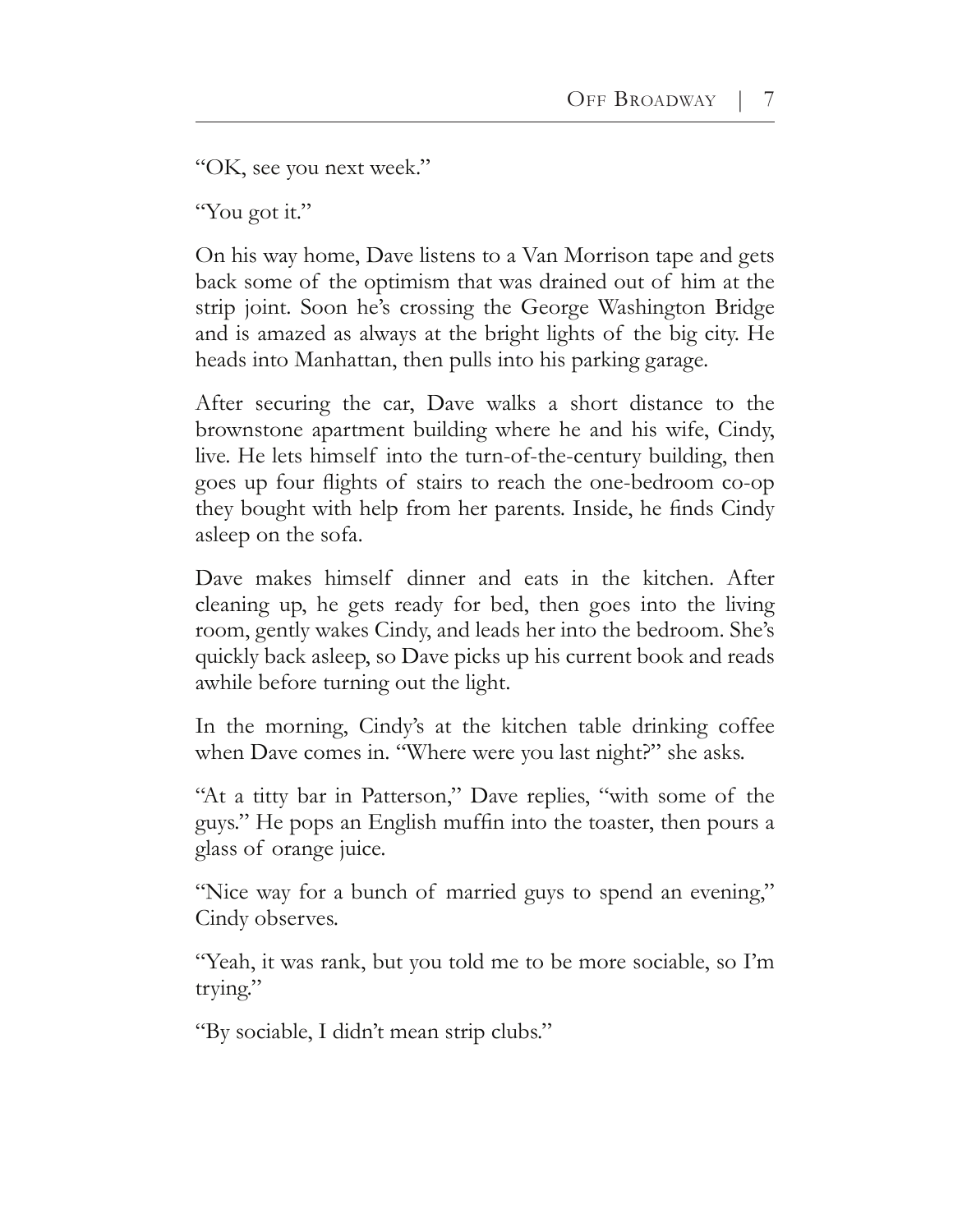"OK, see you next week."

"You got it."

On his way home, Dave listens to a Van Morrison tape and gets back some of the optimism that was drained out of him at the strip joint. Soon he's crossing the George Washington Bridge and is amazed as always at the bright lights of the big city. He heads into Manhattan, then pulls into his parking garage.

After securing the car, Dave walks a short distance to the brownstone apartment building where he and his wife, Cindy, live. He lets himself into the turn-of-the-century building, then goes up four flights of stairs to reach the one-bedroom co-op they bought with help from her parents. Inside, he finds Cindy asleep on the sofa.

Dave makes himself dinner and eats in the kitchen. After cleaning up, he gets ready for bed, then goes into the living room, gently wakes Cindy, and leads her into the bedroom. She's quickly back asleep, so Dave picks up his current book and reads awhile before turning out the light.

In the morning, Cindy's at the kitchen table drinking coffee when Dave comes in. "Where were you last night?" she asks.

"At a titty bar in Patterson," Dave replies, "with some of the guys." He pops an English muffin into the toaster, then pours a glass of orange juice.

"Nice way for a bunch of married guys to spend an evening," Cindy observes.

"Yeah, it was rank, but you told me to be more sociable, so I'm trying."

"By sociable, I didn't mean strip clubs."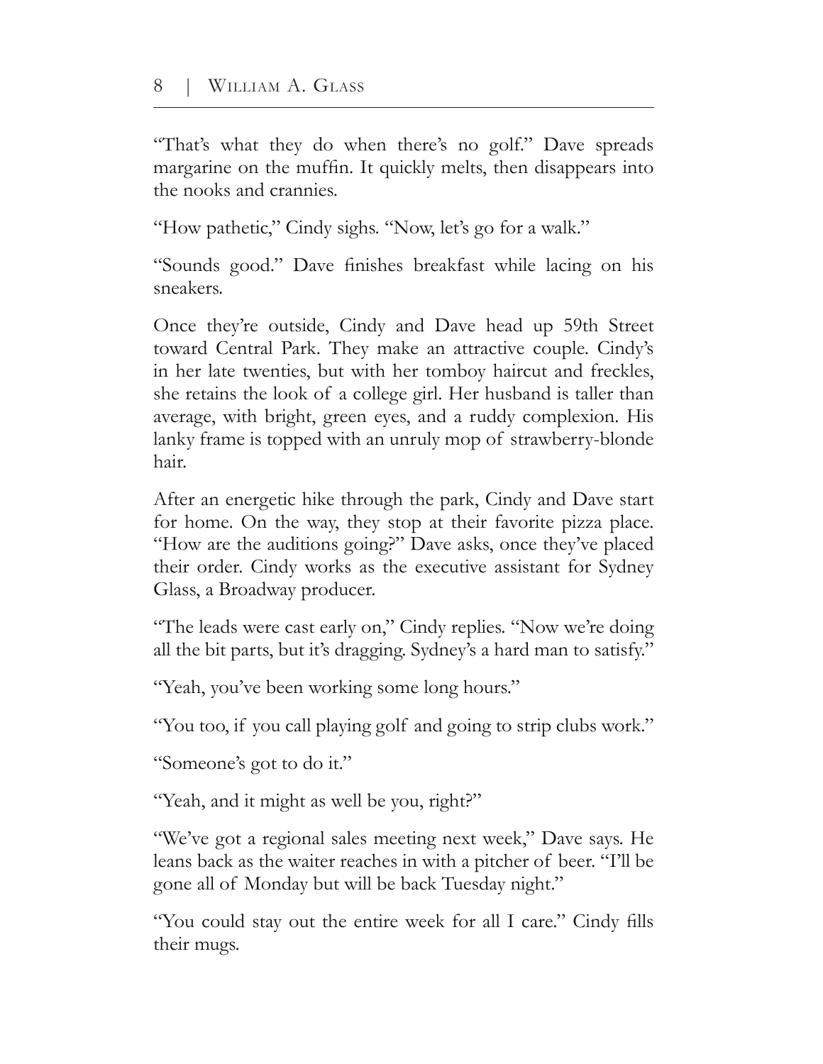"That's what they do when there's no golf." Dave spreads margarine on the muffin. It quickly melts, then disappears into the nooks and crannies.

"How pathetic," Cindy sighs. "Now, let's go for a walk."

"Sounds good." Dave finishes breakfast while lacing on his sneakers.

Once they're outside, Cindy and Dave head up 59th Street toward Central Park. They make an attractive couple. Cindy's in her late twenties, but with her tomboy haircut and freckles, she retains the look of a college girl. Her husband is taller than average, with bright, green eyes, and a ruddy complexion. His lanky frame is topped with an unruly mop of strawberry-blonde hair.

After an energetic hike through the park, Cindy and Dave start for home. On the way, they stop at their favorite pizza place. "How are the auditions going?" Dave asks, once they've placed their order. Cindy works as the executive assistant for Sydney Glass, a Broadway producer.

"The leads were cast early on," Cindy replies. "Now we're doing all the bit parts, but it's dragging. Sydney's a hard man to satisfy."

"Yeah, you've been working some long hours."

"You too, if you call playing golf and going to strip clubs work."

"Someone's got to do it."

"Yeah, and it might as well be you, right?"

"We've got a regional sales meeting next week," Dave says. He leans back as the waiter reaches in with a pitcher of beer. "I'll be gone all of Monday but will be back Tuesday night."

"You could stay out the entire week for all I care." Cindy fills their mugs.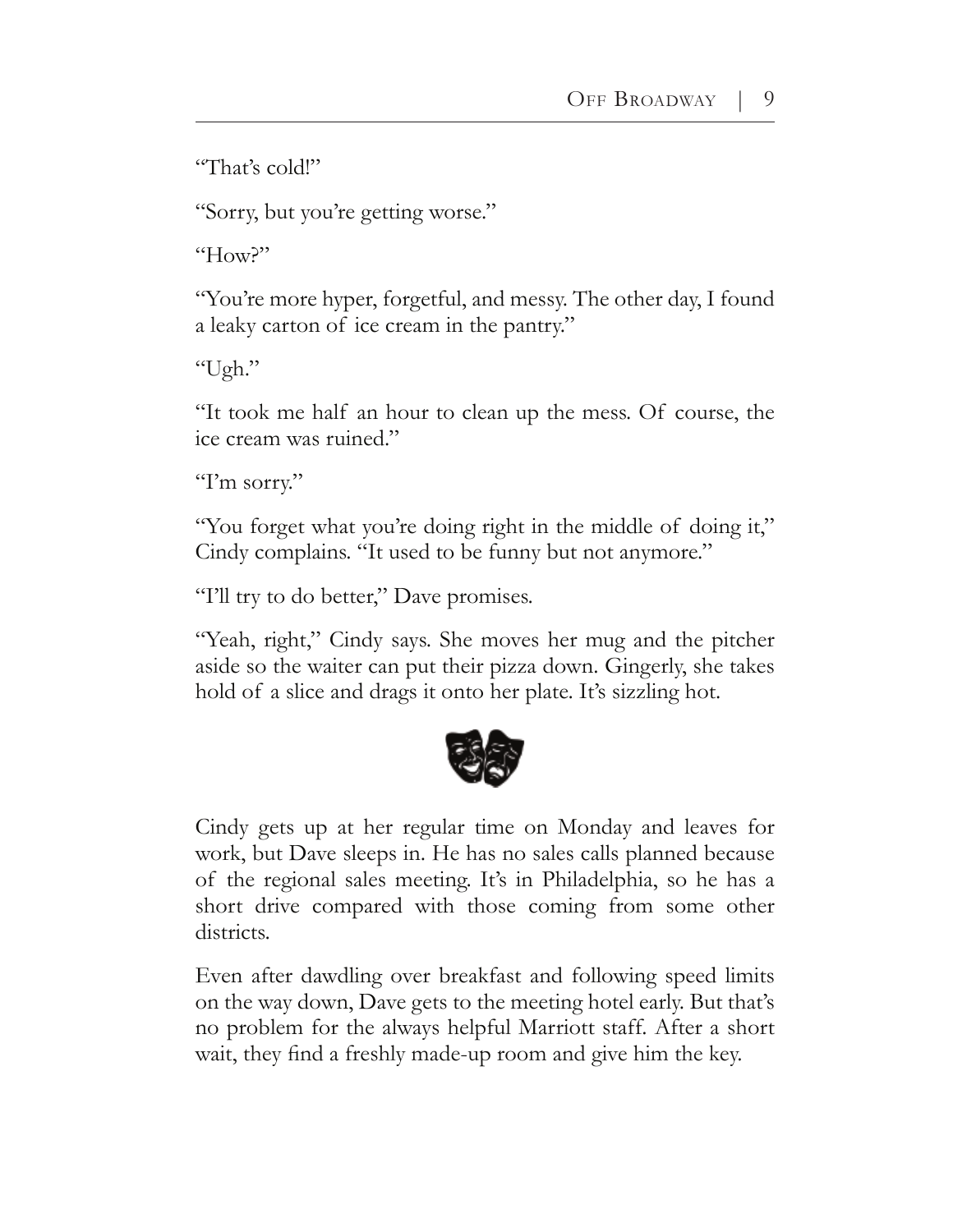"That's cold!"

"Sorry, but you're getting worse."

"How?"

"You're more hyper, forgetful, and messy. The other day, I found a leaky carton of ice cream in the pantry."

"Ugh."

"It took me half an hour to clean up the mess. Of course, the ice cream was ruined."

"I'm sorry."

"You forget what you're doing right in the middle of doing it," Cindy complains. "It used to be funny but not anymore."

"I'll try to do better," Dave promises.

"Yeah, right," Cindy says. She moves her mug and the pitcher aside so the waiter can put their pizza down. Gingerly, she takes hold of a slice and drags it onto her plate. It's sizzling hot.

Cindy gets up at her regular time on Monday and leaves for work, but Dave sleeps in. He has no sales calls planned because of the regional sales meeting. It's in Philadelphia, so he has a short drive compared with those coming from some other districts.

Even after dawdling over breakfast and following speed limits on the way down, Dave gets to the meeting hotel early. But that's no problem for the always helpful Marriott staff. After a short wait, they find a freshly made-up room and give him the key.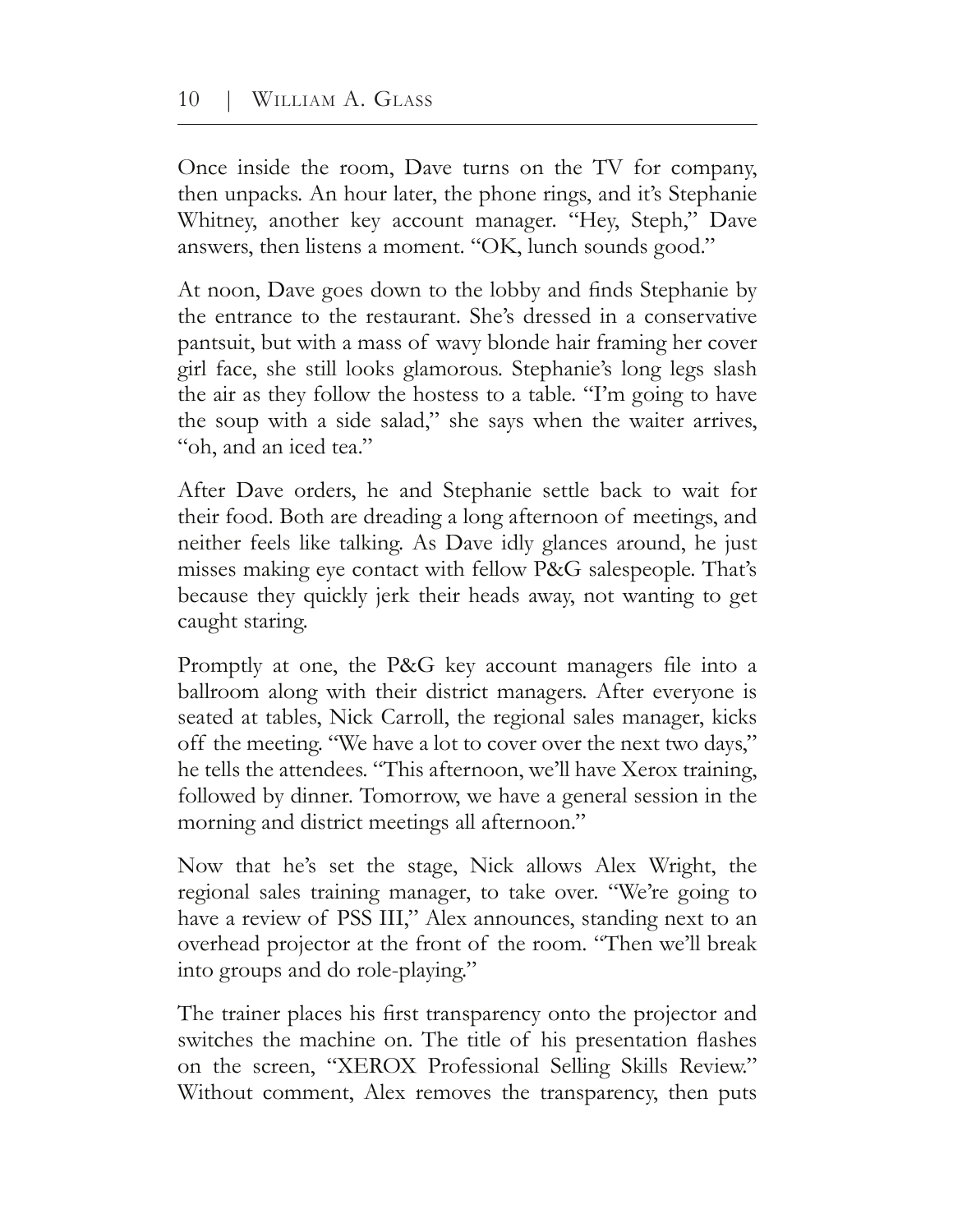Once inside the room, Dave turns on the TV for company, then unpacks. An hour later, the phone rings, and it's Stephanie Whitney, another key account manager. "Hey, Steph," Dave answers, then listens a moment. "OK, lunch sounds good."

At noon, Dave goes down to the lobby and finds Stephanie by the entrance to the restaurant. She's dressed in a conservative pantsuit, but with a mass of wavy blonde hair framing her cover girl face, she still looks glamorous. Stephanie's long legs slash the air as they follow the hostess to a table. "I'm going to have the soup with a side salad," she says when the waiter arrives, "oh, and an iced tea."

After Dave orders, he and Stephanie settle back to wait for their food. Both are dreading a long afternoon of meetings, and neither feels like talking. As Dave idly glances around, he just misses making eye contact with fellow P&G salespeople. That's because they quickly jerk their heads away, not wanting to get caught staring.

Promptly at one, the P&G key account managers file into a ballroom along with their district managers. After everyone is seated at tables, Nick Carroll, the regional sales manager, kicks off the meeting. "We have a lot to cover over the next two days," he tells the attendees. "This afternoon, we'll have Xerox training, followed by dinner. Tomorrow, we have a general session in the morning and district meetings all afternoon."

Now that he's set the stage, Nick allows Alex Wright, the regional sales training manager, to take over. "We're going to have a review of PSS III," Alex announces, standing next to an overhead projector at the front of the room. "Then we'll break into groups and do role-playing."

The trainer places his first transparency onto the projector and switches the machine on. The title of his presentation flashes on the screen, "XEROX Professional Selling Skills Review." Without comment, Alex removes the transparency, then puts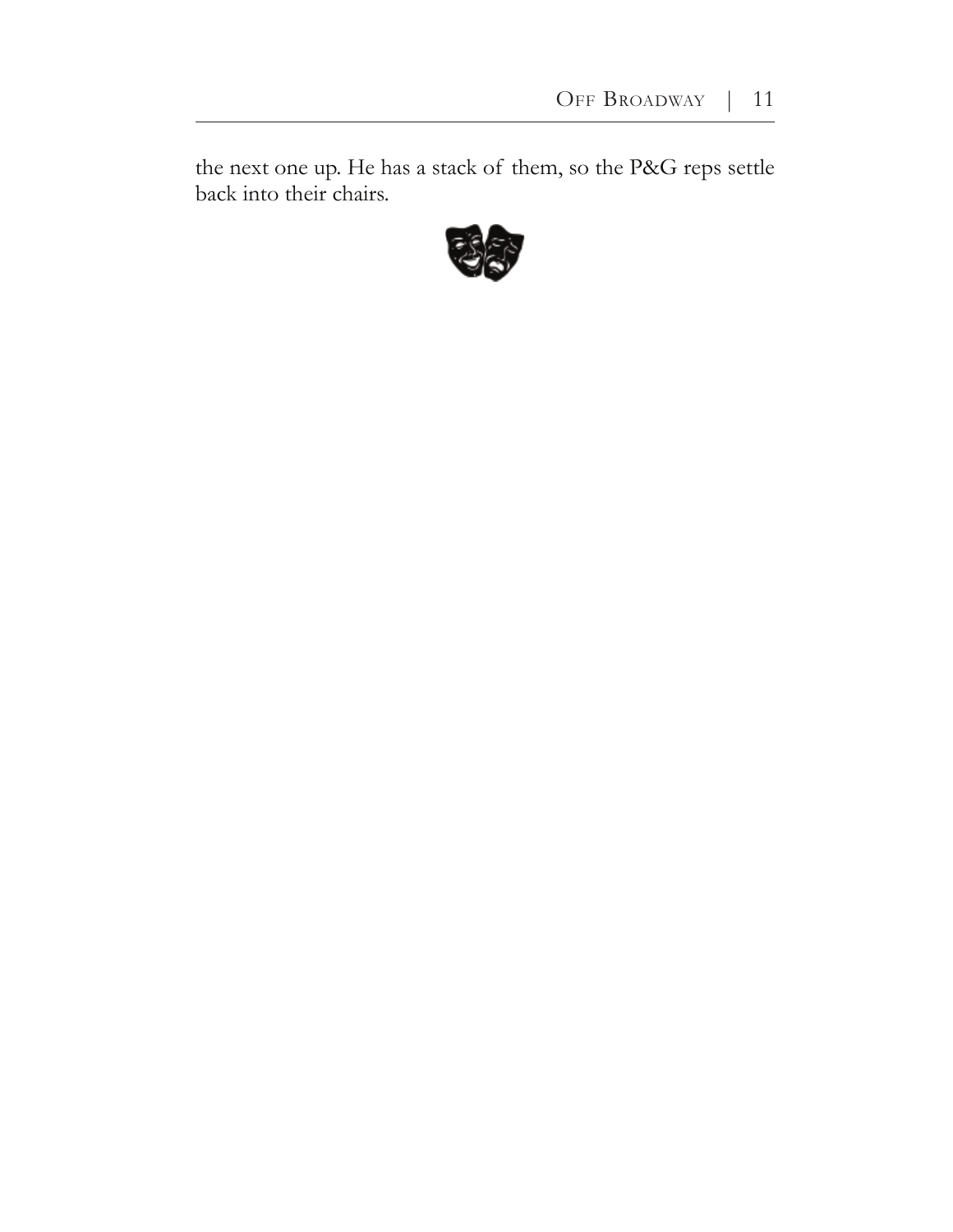the next one up. He has a stack of them, so the P&G reps settle back into their chairs.